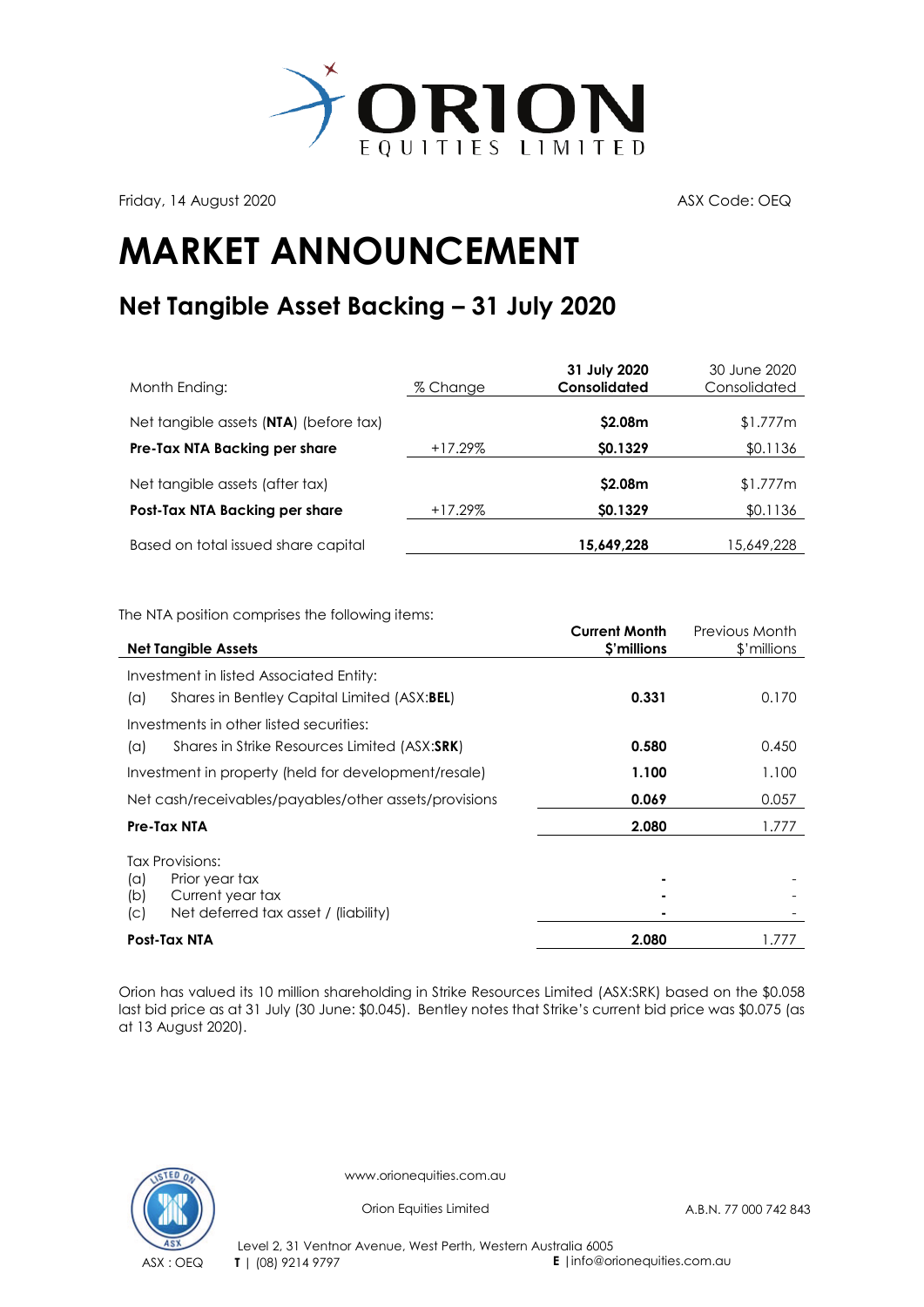Friday, 14 August 2020

ASX Code: OEQ

# MARKET ANNOUNCEMENT

## Net Tangible Asset Backing – 31 July 2020

| Month Ending: | % Change | **31 July 2020 Consolidated** | 30 June 2020 Consolidated |
|---|---|---|---|
| Net tangible assets (**NTA**) (before tax) | | **$2.08m** | $1.777m |
| **Pre-Tax NTA Backing per share** | +17.29% | **$0.1329** | $0.1136 |
| Net tangible assets (after tax) | | **$2.08m** | $1.777m |
| **Post-Tax NTA Backing per share** | +17.29% | **$0.1329** | $0.1136 |
| Based on total issued share capital | | **15,649,228** | 15,649,228 |

The NTA position comprises the following items:

| **Net Tangible Assets** | **Current Month $'millions** | Previous Month $'millions |
|---|---|---|
| Investment in listed Associated Entity: | | |
| (a) Shares in Bentley Capital Limited (ASX:**BEL**) | **0.331** | 0.170 |
| Investments in other listed securities: | | |
| (a) Shares in Strike Resources Limited (ASX:**SRK**) | **0.580** | 0.450 |
| Investment in property (held for development/resale) | **1.100** | 1.100 |
| Net cash/receivables/payables/other assets/provisions | **0.069** | 0.057 |
| **Pre-Tax NTA** | **2.080** | 1.777 |
| Tax Provisions: | | |
| (a) Prior year tax | **-** | - |
| (b) Current year tax | **-** | - |
| (c) Net deferred tax asset / (liability) | **-** | - |
| **Post-Tax NTA** | **2.080** | 1.777 |

Orion has valued its 10 million shareholding in Strike Resources Limited (ASX:SRK) based on the $0.058 last bid price as at 31 July (30 June: $0.045). Bentley notes that Strike's current bid price was $0.075 (as at 13 August 2020).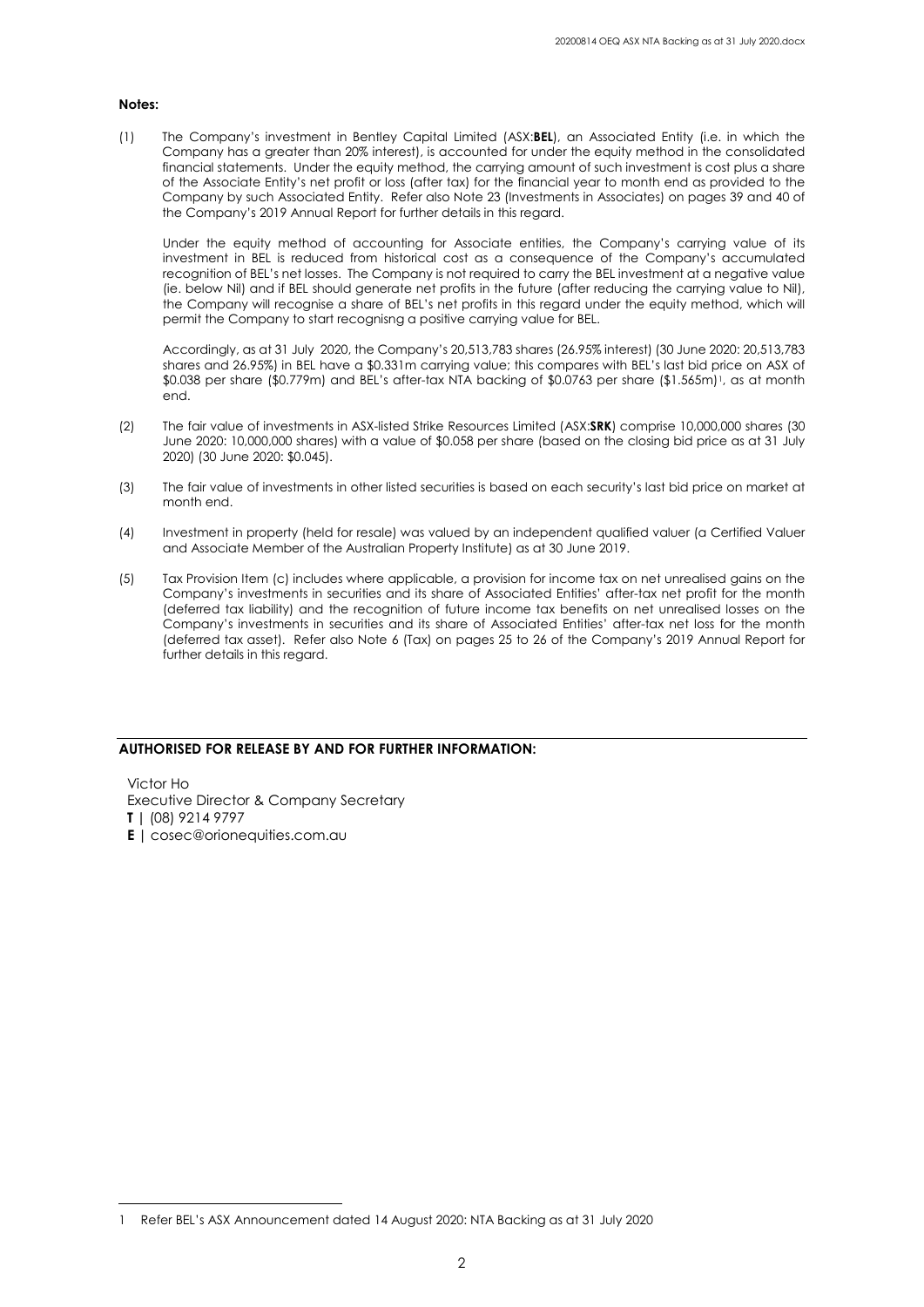**Notes:**

(1) The Company's investment in Bentley Capital Limited (ASX:**BEL**), an Associated Entity (i.e. in which the Company has a greater than 20% interest), is accounted for under the equity method in the consolidated financial statements. Under the equity method, the carrying amount of such investment is cost plus a share of the Associate Entity's net profit or loss (after tax) for the financial year to month end as provided to the Company by such Associated Entity. Refer also Note 23 (Investments in Associates) on pages 39 and 40 of the Company's 2019 Annual Report for further details in this regard.

Under the equity method of accounting for Associate entities, the Company's carrying value of its investment in BEL is reduced from historical cost as a consequence of the Company's accumulated recognition of BEL's net losses. The Company is not required to carry the BEL investment at a negative value (ie. below Nil) and if BEL should generate net profits in the future (after reducing the carrying value to Nil), the Company will recognise a share of BEL's net profits in this regard under the equity method, which will permit the Company to start recognisng a positive carrying value for BEL.

Accordingly, as at 31 July 2020, the Company's 20,513,783 shares (26.95% interest) (30 June 2020: 20,513,783 shares and 26.95%) in BEL have a \$0.331m carrying value; this compares with BEL's last bid price on ASX of \$0.038 per share (\$0.779m) and BEL's after-tax NTA backing of \$0.0763 per share (\$1.565m)[1], as at month end.

(2) The fair value of investments in ASX-listed Strike Resources Limited (ASX:**SRK**) comprise 10,000,000 shares (30 June 2020: 10,000,000 shares) with a value of \$0.058 per share (based on the closing bid price as at 31 July 2020) (30 June 2020: \$0.045).

(3) The fair value of investments in other listed securities is based on each security's last bid price on market at month end.

(4) Investment in property (held for resale) was valued by an independent qualified valuer (a Certified Valuer and Associate Member of the Australian Property Institute) as at 30 June 2019.

(5) Tax Provision Item (c) includes where applicable, a provision for income tax on net unrealised gains on the Company's investments in securities and its share of Associated Entities' after-tax net profit for the month (deferred tax liability) and the recognition of future income tax benefits on net unrealised losses on the Company's investments in securities and its share of Associated Entities' after-tax net loss for the month (deferred tax asset). Refer also Note 6 (Tax) on pages 25 to 26 of the Company's 2019 Annual Report for further details in this regard.

**AUTHORISED FOR RELEASE BY AND FOR FURTHER INFORMATION:**

Victor Ho
Executive Director & Company Secretary
**T |** (08) 9214 9797
**E |** cosec@orionequities.com.au

[1] Refer BEL's ASX Announcement dated 14 August 2020: NTA Backing as at 31 July 2020